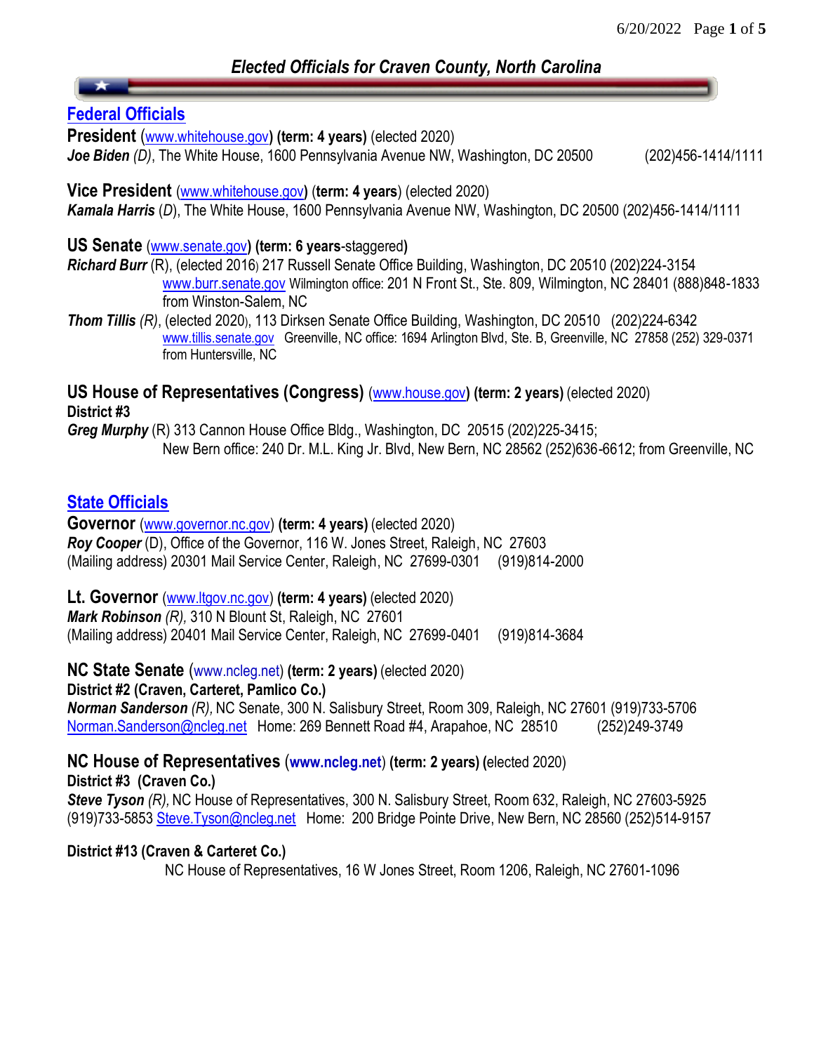# *Elected Officials for Craven County, North Carolina*

## Federal Officials

**President** (www.whitehouse.gov) **(term: 4 years)** (elected 2020)
***Joe Biden*** *(D)*, The White House, 1600 Pennsylvania Avenue NW, Washington, DC 20500 (202)456-1414/1111

**Vice President** (www.whitehouse.gov) (**term: 4 years**) (elected 2020)
***Kamala Harris*** (*D*), The White House, 1600 Pennsylvania Avenue NW, Washington, DC 20500 (202)456-1414/1111

**US Senate** (www.senate.gov) **(term: 6 years**-staggered**)**
***Richard Burr*** (R), (elected 2016) 217 Russell Senate Office Building, Washington, DC 20510 (202)224-3154
www.burr.senate.gov Wilmington office: 201 N Front St., Ste. 809, Wilmington, NC 28401 (888)848-1833
from Winston-Salem, NC
***Thom Tillis*** *(R)*, (elected 2020), 113 Dirksen Senate Office Building, Washington, DC 20510 (202)224-6342
www.tillis.senate.gov Greenville, NC office: 1694 Arlington Blvd, Ste. B, Greenville, NC 27858 (252) 329-0371
from Huntersville, NC

**US House of Representatives (Congress)** (www.house.gov) **(term: 2 years)** (elected 2020)
**District #3**
***Greg Murphy*** (R) 313 Cannon House Office Bldg., Washington, DC 20515 (202)225-3415;
New Bern office: 240 Dr. M.L. King Jr. Blvd, New Bern, NC 28562 (252)636-6612; from Greenville, NC

## State Officials

**Governor** (www.governor.nc.gov) **(term: 4 years)** (elected 2020)
***Roy Cooper*** (D), Office of the Governor, 116 W. Jones Street, Raleigh, NC 27603
(Mailing address) 20301 Mail Service Center, Raleigh, NC 27699-0301 (919)814-2000

**Lt. Governor** (www.ltgov.nc.gov) **(term: 4 years)** (elected 2020)
***Mark Robinson*** *(R)*, 310 N Blount St, Raleigh, NC 27601
(Mailing address) 20401 Mail Service Center, Raleigh, NC 27699-0401 (919)814-3684

**NC State Senate** (www.ncleg.net) **(term: 2 years)** (elected 2020)
**District #2 (Craven, Carteret, Pamlico Co.)**
***Norman Sanderson*** *(R)*, NC Senate, 300 N. Salisbury Street, Room 309, Raleigh, NC 27601 (919)733-5706
Norman.Sanderson@ncleg.net Home: 269 Bennett Road #4, Arapahoe, NC 28510 (252)249-3749

**NC House of Representatives** (**www.ncleg.net**) **(term: 2 years) (**elected 2020)
**District #3 (Craven Co.)**
***Steve Tyson*** *(R)*, NC House of Representatives, 300 N. Salisbury Street, Room 632, Raleigh, NC 27603-5925
(919)733-5853 Steve.Tyson@ncleg.net Home: 200 Bridge Pointe Drive, New Bern, NC 28560 (252)514-9157

**District #13 (Craven & Carteret Co.)**
NC House of Representatives, 16 W Jones Street, Room 1206, Raleigh, NC 27601-1096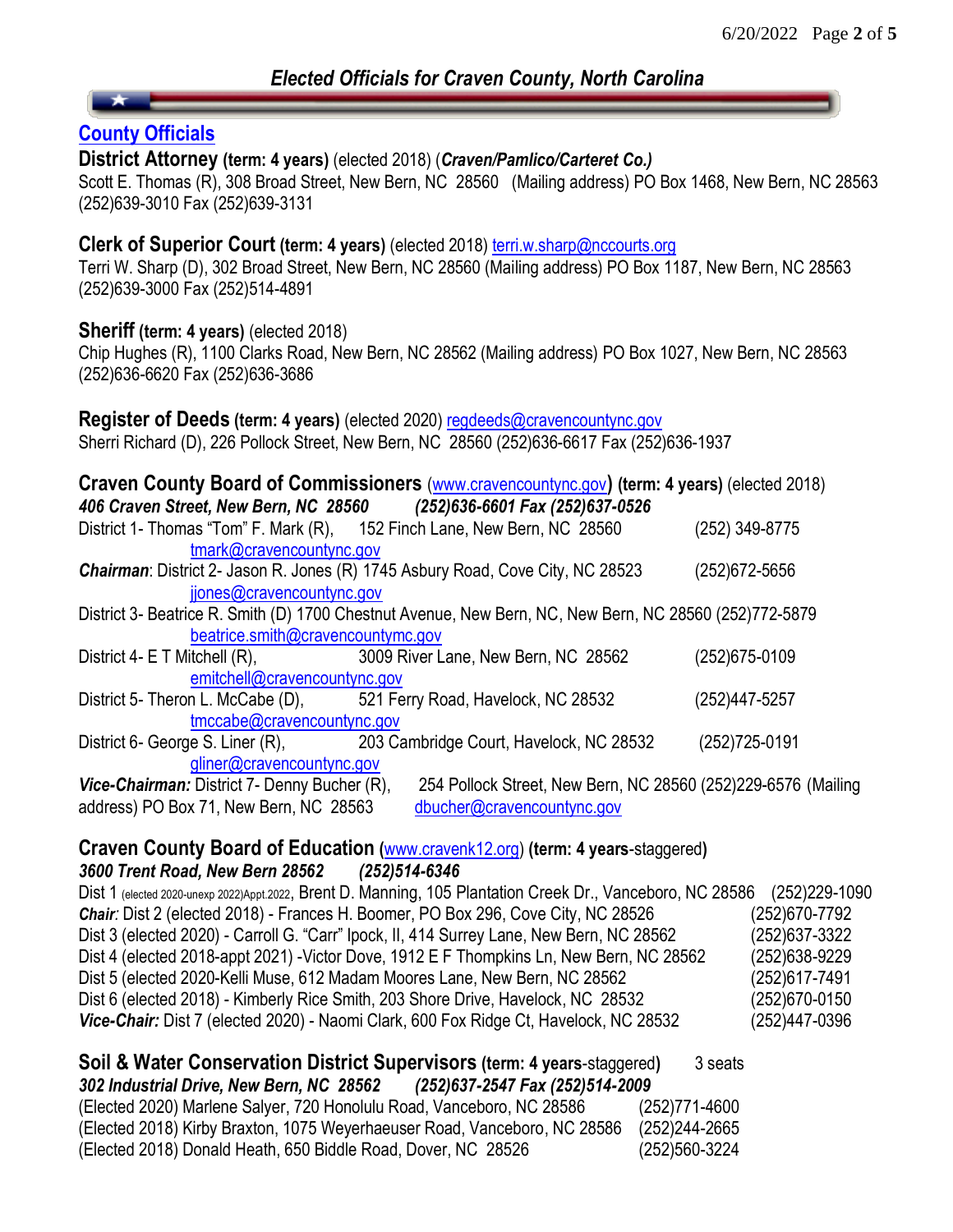# *Elected Officials for Craven County, North Carolina*

## County Officials

**District Attorney (term: 4 years)** (elected 2018) (***Craven/Pamlico/Carteret Co.)***
Scott E. Thomas (R), 308 Broad Street, New Bern, NC 28560 (Mailing address) PO Box 1468, New Bern, NC 28563
(252)639-3010 Fax (252)639-3131

**Clerk of Superior Court (term: 4 years)** (elected 2018) terri.w.sharp@nccourts.org
Terri W. Sharp (D), 302 Broad Street, New Bern, NC 28560 (Mailing address) PO Box 1187, New Bern, NC 28563
(252)639-3000 Fax (252)514-4891

**Sheriff (term: 4 years)** (elected 2018)
Chip Hughes (R), 1100 Clarks Road, New Bern, NC 28562 (Mailing address) PO Box 1027, New Bern, NC 28563
(252)636-6620 Fax (252)636-3686

**Register of Deeds (term: 4 years)** (elected 2020) regdeeds@cravencountync.gov
Sherri Richard (D), 226 Pollock Street, New Bern, NC 28560 (252)636-6617 Fax (252)636-1937

**Craven County Board of Commissioners** (www.cravencountync.gov) **(term: 4 years)** (elected 2018)
***406 Craven Street, New Bern, NC 28560 (252)636-6601 Fax (252)637-0526***

District 1- Thomas "Tom" F. Mark (R), 152 Finch Lane, New Bern, NC 28560 (252) 349-8775
tmark@cravencountync.gov

***Chairman***: District 2- Jason R. Jones (R) 1745 Asbury Road, Cove City, NC 28523 (252)672-5656
jjones@cravencountync.gov

District 3- Beatrice R. Smith (D) 1700 Chestnut Avenue, New Bern, NC, New Bern, NC 28560 (252)772-5879
beatrice.smith@cravencountymc.gov

District 4- E T Mitchell (R), 3009 River Lane, New Bern, NC 28562 (252)675-0109
emitchell@cravencountync.gov

District 5- Theron L. McCabe (D), 521 Ferry Road, Havelock, NC 28532 (252)447-5257
tmccabe@cravencountync.gov

District 6- George S. Liner (R), 203 Cambridge Court, Havelock, NC 28532 (252)725-0191
gliner@cravencountync.gov

***Vice-Chairman:*** District 7- Denny Bucher (R), 254 Pollock Street, New Bern, NC 28560 (252)229-6576 (Mailing address) PO Box 71, New Bern, NC 28563 dbucher@cravencountync.gov

**Craven County Board of Education (**www.cravenk12.org) **(term: 4 years**-staggered**)**
***3600 Trent Road, New Bern 28562 (252)514-6346***

Dist 1 (elected 2020-unexp 2022)Appt.2022, Brent D. Manning, 105 Plantation Creek Dr., Vanceboro, NC 28586 (252)229-1090
***Chair:*** Dist 2 (elected 2018) - Frances H. Boomer, PO Box 296, Cove City, NC 28526 (252)670-7792
Dist 3 (elected 2020) - Carroll G. "Carr" Ipock, II, 414 Surrey Lane, New Bern, NC 28562 (252)637-3322
Dist 4 (elected 2018-appt 2021) -Victor Dove, 1912 E F Thompkins Ln, New Bern, NC 28562 (252)638-9229
Dist 5 (elected 2020-Kelli Muse, 612 Madam Moores Lane, New Bern, NC 28562 (252)617-7491
Dist 6 (elected 2018) - Kimberly Rice Smith, 203 Shore Drive, Havelock, NC 28532 (252)670-0150
***Vice-Chair:*** Dist 7 (elected 2020) - Naomi Clark, 600 Fox Ridge Ct, Havelock, NC 28532 (252)447-0396

**Soil & Water Conservation District Supervisors (term: 4 years**-staggered**)** 3 seats
***302 Industrial Drive, New Bern, NC 28562 (252)637-2547 Fax (252)514-2009***

(Elected 2020) Marlene Salyer, 720 Honolulu Road, Vanceboro, NC 28586 (252)771-4600
(Elected 2018) Kirby Braxton, 1075 Weyerhaeuser Road, Vanceboro, NC 28586 (252)244-2665
(Elected 2018) Donald Heath, 650 Biddle Road, Dover, NC 28526 (252)560-3224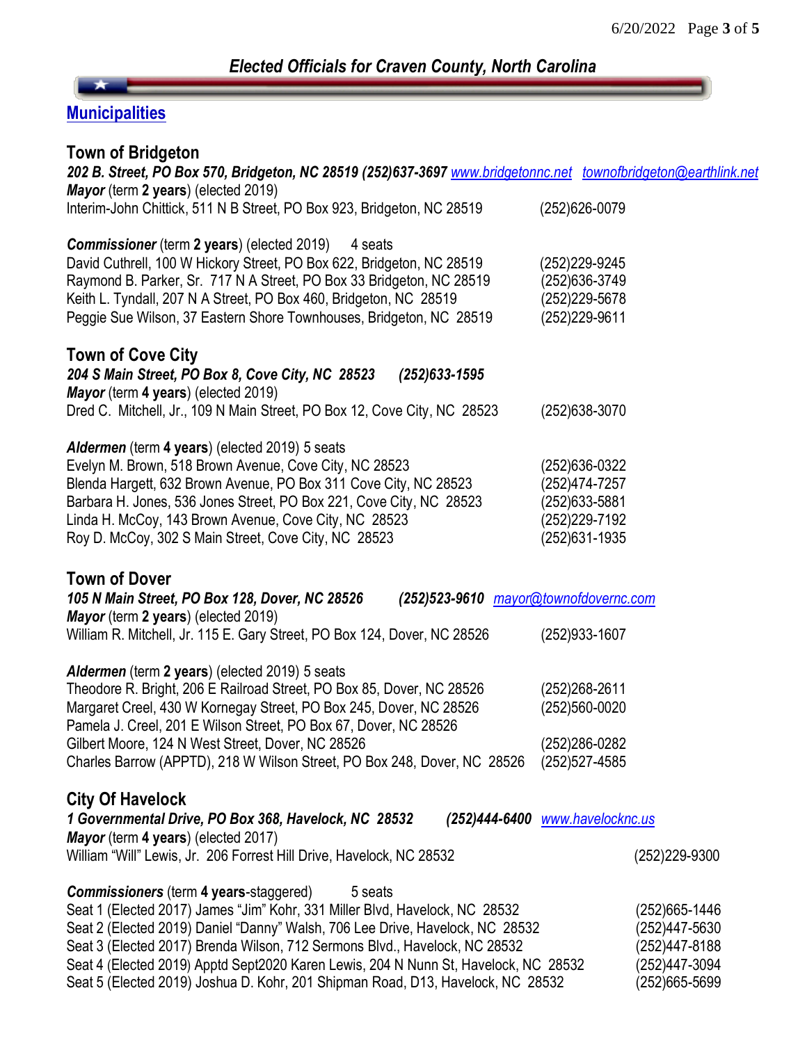## Elected Officials for Craven County, North Carolina

## Municipalities

### Town of Bridgeton

***202 B. Street, PO Box 570, Bridgeton, NC 28519 (252)637-3697*** *www.bridgetonnc.net* *townofbridgeton@earthlink.net*

***Mayor*** (term **2 years**) (elected 2019)

Interim-John Chittick, 511 N B Street, PO Box 923, Bridgeton, NC 28519 (252)626-0079

***Commissioner*** (term **2 years**) (elected 2019) 4 seats

David Cuthrell, 100 W Hickory Street, PO Box 622, Bridgeton, NC 28519 (252)229-9245
Raymond B. Parker, Sr. 717 N A Street, PO Box 33 Bridgeton, NC 28519 (252)636-3749
Keith L. Tyndall, 207 N A Street, PO Box 460, Bridgeton, NC 28519 (252)229-5678
Peggie Sue Wilson, 37 Eastern Shore Townhouses, Bridgeton, NC 28519 (252)229-9611

### Town of Cove City

***204 S Main Street, PO Box 8, Cove City, NC 28523 (252)633-1595***

***Mayor*** (term **4 years**) (elected 2019)

Dred C. Mitchell, Jr., 109 N Main Street, PO Box 12, Cove City, NC 28523 (252)638-3070

***Aldermen*** (term **4 years**) (elected 2019) 5 seats

Evelyn M. Brown, 518 Brown Avenue, Cove City, NC 28523 (252)636-0322
Blenda Hargett, 632 Brown Avenue, PO Box 311 Cove City, NC 28523 (252)474-7257
Barbara H. Jones, 536 Jones Street, PO Box 221, Cove City, NC 28523 (252)633-5881
Linda H. McCoy, 143 Brown Avenue, Cove City, NC 28523 (252)229-7192
Roy D. McCoy, 302 S Main Street, Cove City, NC 28523 (252)631-1935

### Town of Dover

***105 N Main Street, PO Box 128, Dover, NC 28526 (252)523-9610*** *mayor@townofdovernc.com*

***Mayor*** (term **2 years**) (elected 2019)

William R. Mitchell, Jr. 115 E. Gary Street, PO Box 124, Dover, NC 28526 (252)933-1607

***Aldermen*** (term **2 years**) (elected 2019) 5 seats

Theodore R. Bright, 206 E Railroad Street, PO Box 85, Dover, NC 28526 (252)268-2611
Margaret Creel, 430 W Kornegay Street, PO Box 245, Dover, NC 28526 (252)560-0020
Pamela J. Creel, 201 E Wilson Street, PO Box 67, Dover, NC 28526
Gilbert Moore, 124 N West Street, Dover, NC 28526 (252)286-0282
Charles Barrow (APPTD), 218 W Wilson Street, PO Box 248, Dover, NC 28526 (252)527-4585

### City Of Havelock

***1 Governmental Drive, PO Box 368, Havelock, NC 28532 (252)444-6400*** *www.havelocknc.us*

***Mayor*** (term **4 years**) (elected 2017)

William "Will" Lewis, Jr. 206 Forrest Hill Drive, Havelock, NC 28532 (252)229-9300

***Commissioners*** (term **4 years**-staggered) 5 seats

Seat 1 (Elected 2017) James "Jim" Kohr, 331 Miller Blvd, Havelock, NC 28532 (252)665-1446
Seat 2 (Elected 2019) Daniel "Danny" Walsh, 706 Lee Drive, Havelock, NC 28532 (252)447-5630
Seat 3 (Elected 2017) Brenda Wilson, 712 Sermons Blvd., Havelock, NC 28532 (252)447-8188
Seat 4 (Elected 2019) Apptd Sept2020 Karen Lewis, 204 N Nunn St, Havelock, NC 28532 (252)447-3094
Seat 5 (Elected 2019) Joshua D. Kohr, 201 Shipman Road, D13, Havelock, NC 28532 (252)665-5699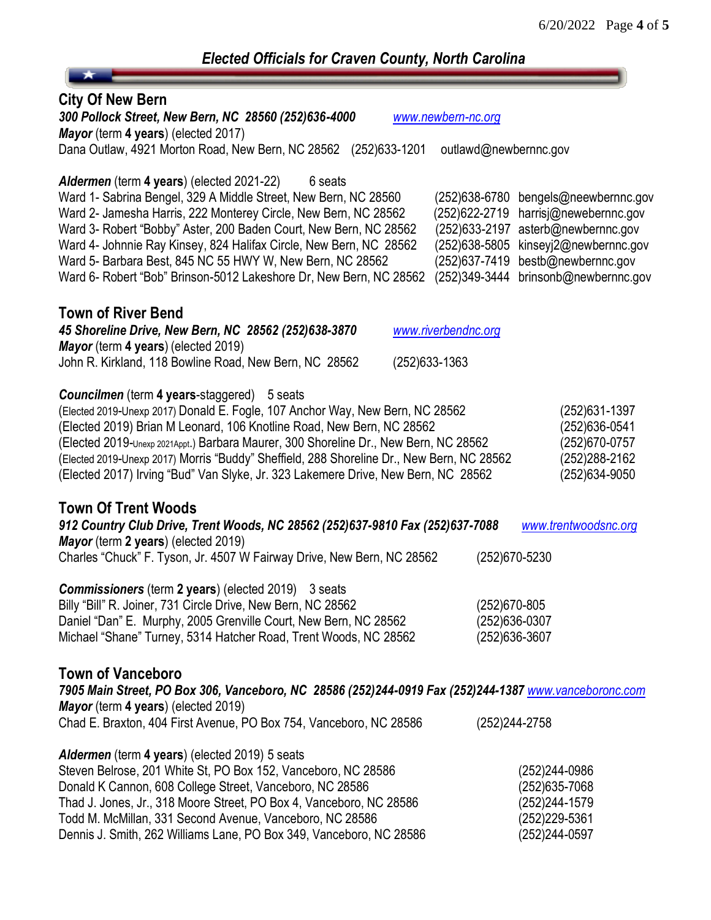# *Elected Officials for Craven County, North Carolina*

## City Of New Bern

***300 Pollock Street, New Bern, NC 28560 (252)636-4000*** www.newbern-nc.org

***Mayor*** (term **4 years**) (elected 2017)

Dana Outlaw, 4921 Morton Road, New Bern, NC 28562 (252)633-1201 outlawd@newbernnc.gov

***Aldermen*** (term **4 years**) (elected 2021-22) 6 seats

| Member | Phone | Email |
|---|---|---|
| Ward 1- Sabrina Bengel, 329 A Middle Street, New Bern, NC 28560 | (252)638-6780 | bengels@neewbernnc.gov |
| Ward 2- Jamesha Harris, 222 Monterey Circle, New Bern, NC 28562 | (252)622-2719 | harrisj@newebernnc.gov |
| Ward 3- Robert "Bobby" Aster, 200 Baden Court, New Bern, NC 28562 | (252)633-2197 | asterb@newbernnc.gov |
| Ward 4- Johnnie Ray Kinsey, 824 Halifax Circle, New Bern, NC 28562 | (252)638-5805 | kinseyj2@newbernnc.gov |
| Ward 5- Barbara Best, 845 NC 55 HWY W, New Bern, NC 28562 | (252)637-7419 | bestb@newbernnc.gov |
| Ward 6- Robert "Bob" Brinson-5012 Lakeshore Dr, New Bern, NC 28562 | (252)349-3444 | brinsonb@newbernnc.gov |

## Town of River Bend

***45 Shoreline Drive, New Bern, NC 28562 (252)638-3870*** www.riverbendnc.org

***Mayor*** (term **4 years**) (elected 2019)

John R. Kirkland, 118 Bowline Road, New Bern, NC 28562 (252)633-1363

***Councilmen*** (term **4 years**-staggered) 5 seats

| Member | Phone |
|---|---|
| (Elected 2019-Unexp 2017) Donald E. Fogle, 107 Anchor Way, New Bern, NC 28562 | (252)631-1397 |
| (Elected 2019) Brian M Leonard, 106 Knotline Road, New Bern, NC 28562 | (252)636-0541 |
| (Elected 2019-Unexp 2021Appt.) Barbara Maurer, 300 Shoreline Dr., New Bern, NC 28562 | (252)670-0757 |
| (Elected 2019-Unexp 2017) Morris "Buddy" Sheffield, 288 Shoreline Dr., New Bern, NC 28562 | (252)288-2162 |
| (Elected 2017) Irving "Bud" Van Slyke, Jr. 323 Lakemere Drive, New Bern, NC 28562 | (252)634-9050 |

## Town Of Trent Woods

***912 Country Club Drive, Trent Woods, NC 28562 (252)637-9810 Fax (252)637-7088*** www.trentwoodsnc.org

***Mayor*** (term **2 years**) (elected 2019)

Charles "Chuck" F. Tyson, Jr. 4507 W Fairway Drive, New Bern, NC 28562 (252)670-5230

***Commissioners*** (term **2 years**) (elected 2019) 3 seats

| Member | Phone |
|---|---|
| Billy "Bill" R. Joiner, 731 Circle Drive, New Bern, NC 28562 | (252)670-805 |
| Daniel "Dan" E. Murphy, 2005 Grenville Court, New Bern, NC 28562 | (252)636-0307 |
| Michael "Shane" Turney, 5314 Hatcher Road, Trent Woods, NC 28562 | (252)636-3607 |

## Town of Vanceboro

***7905 Main Street, PO Box 306, Vanceboro, NC 28586 (252)244-0919 Fax (252)244-1387*** www.vanceboronc.com

***Mayor*** (term **4 years**) (elected 2019)

Chad E. Braxton, 404 First Avenue, PO Box 754, Vanceboro, NC 28586 (252)244-2758

***Aldermen*** (term **4 years**) (elected 2019) 5 seats

| Member | Phone |
|---|---|
| Steven Belrose, 201 White St, PO Box 152, Vanceboro, NC 28586 | (252)244-0986 |
| Donald K Cannon, 608 College Street, Vanceboro, NC 28586 | (252)635-7068 |
| Thad J. Jones, Jr., 318 Moore Street, PO Box 4, Vanceboro, NC 28586 | (252)244-1579 |
| Todd M. McMillan, 331 Second Avenue, Vanceboro, NC 28586 | (252)229-5361 |
| Dennis J. Smith, 262 Williams Lane, PO Box 349, Vanceboro, NC 28586 | (252)244-0597 |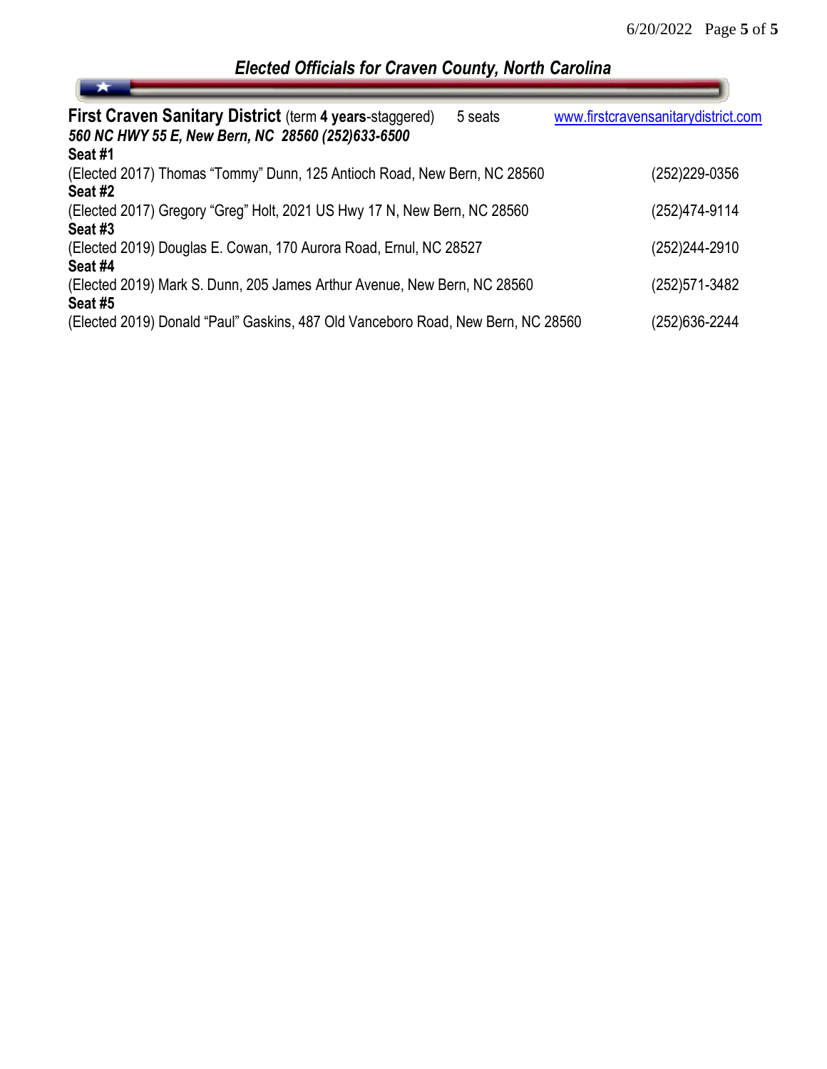# *Elected Officials for Craven County, North Carolina*

**First Craven Sanitary District** (term **4 years**-staggered) 5 seats www.firstcravensanitarydistrict.com

***560 NC HWY 55 E, New Bern, NC 28560 (252)633-6500***

**Seat #1**

(Elected 2017) Thomas "Tommy" Dunn, 125 Antioch Road, New Bern, NC 28560 (252)229-0356

**Seat #2**

(Elected 2017) Gregory "Greg" Holt, 2021 US Hwy 17 N, New Bern, NC 28560 (252)474-9114

**Seat #3**

(Elected 2019) Douglas E. Cowan, 170 Aurora Road, Ernul, NC 28527 (252)244-2910

**Seat #4**

(Elected 2019) Mark S. Dunn, 205 James Arthur Avenue, New Bern, NC 28560 (252)571-3482

**Seat #5**

(Elected 2019) Donald "Paul" Gaskins, 487 Old Vanceboro Road, New Bern, NC 28560 (252)636-2244